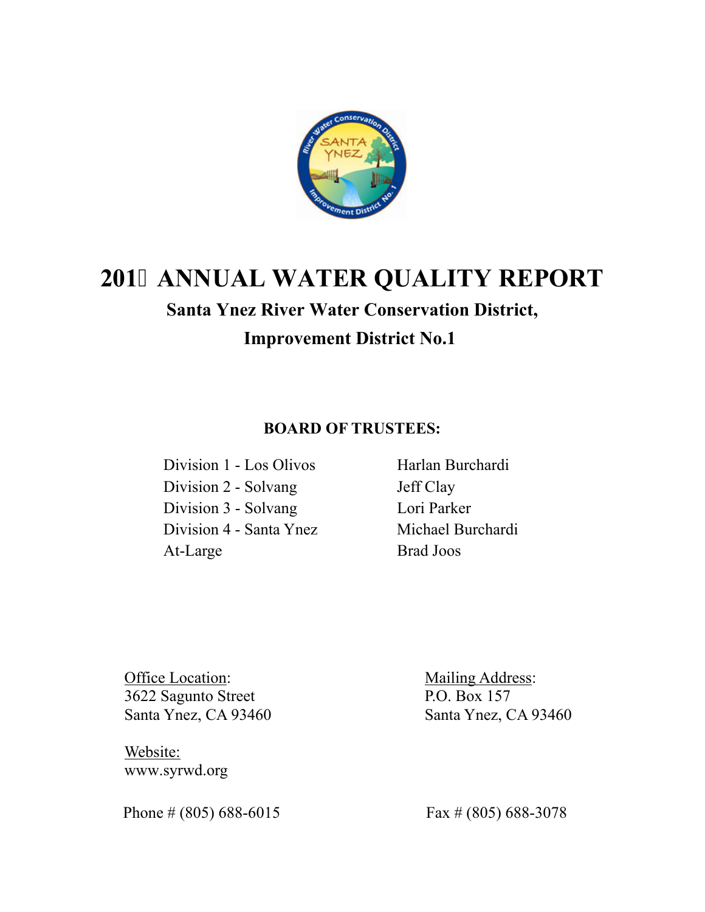# 201 ANNUAL WATER QUALITY REPORT

## Santa Ynez River Water Conservation District, Improvement District No.1

**BOARD OF TRUSTEES:**

| | |
|---|---|
| Division 1 - Los Olivos | Harlan Burchardi |
| Division 2 - Solvang | Jeff Clay |
| Division 3 - Solvang | Lori Parker |
| Division 4 - Santa Ynez | Michael Burchardi |
| At-Large | Brad Joos |

Office Location:
3622 Sagunto Street
Santa Ynez, CA 93460

Mailing Address:
P.O. Box 157
Santa Ynez, CA 93460

Website:
www.syrwd.org

Phone # (805) 688-6015

Fax # (805) 688-3078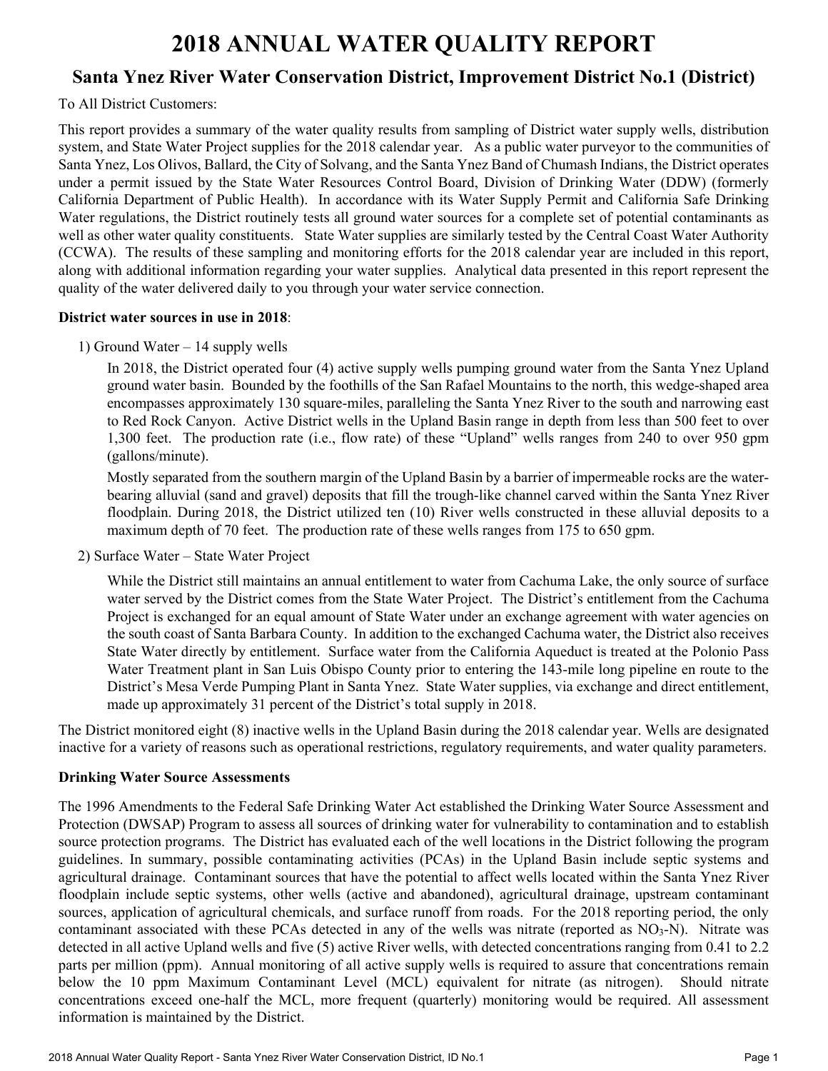# 2018 ANNUAL WATER QUALITY REPORT

## Santa Ynez River Water Conservation District, Improvement District No.1 (District)

To All District Customers:

This report provides a summary of the water quality results from sampling of District water supply wells, distribution system, and State Water Project supplies for the 2018 calendar year. As a public water purveyor to the communities of Santa Ynez, Los Olivos, Ballard, the City of Solvang, and the Santa Ynez Band of Chumash Indians, the District operates under a permit issued by the State Water Resources Control Board, Division of Drinking Water (DDW) (formerly California Department of Public Health). In accordance with its Water Supply Permit and California Safe Drinking Water regulations, the District routinely tests all ground water sources for a complete set of potential contaminants as well as other water quality constituents. State Water supplies are similarly tested by the Central Coast Water Authority (CCWA). The results of these sampling and monitoring efforts for the 2018 calendar year are included in this report, along with additional information regarding your water supplies. Analytical data presented in this report represent the quality of the water delivered daily to you through your water service connection.

**District water sources in use in 2018**:

1) Ground Water – 14 supply wells

   In 2018, the District operated four (4) active supply wells pumping ground water from the Santa Ynez Upland ground water basin. Bounded by the foothills of the San Rafael Mountains to the north, this wedge-shaped area encompasses approximately 130 square-miles, paralleling the Santa Ynez River to the south and narrowing east to Red Rock Canyon. Active District wells in the Upland Basin range in depth from less than 500 feet to over 1,300 feet. The production rate (i.e., flow rate) of these "Upland" wells ranges from 240 to over 950 gpm (gallons/minute).

   Mostly separated from the southern margin of the Upland Basin by a barrier of impermeable rocks are the water-bearing alluvial (sand and gravel) deposits that fill the trough-like channel carved within the Santa Ynez River floodplain. During 2018, the District utilized ten (10) River wells constructed in these alluvial deposits to a maximum depth of 70 feet. The production rate of these wells ranges from 175 to 650 gpm.

2) Surface Water – State Water Project

   While the District still maintains an annual entitlement to water from Cachuma Lake, the only source of surface water served by the District comes from the State Water Project. The District's entitlement from the Cachuma Project is exchanged for an equal amount of State Water under an exchange agreement with water agencies on the south coast of Santa Barbara County. In addition to the exchanged Cachuma water, the District also receives State Water directly by entitlement. Surface water from the California Aqueduct is treated at the Polonio Pass Water Treatment plant in San Luis Obispo County prior to entering the 143-mile long pipeline en route to the District's Mesa Verde Pumping Plant in Santa Ynez. State Water supplies, via exchange and direct entitlement, made up approximately 31 percent of the District's total supply in 2018.

The District monitored eight (8) inactive wells in the Upland Basin during the 2018 calendar year. Wells are designated inactive for a variety of reasons such as operational restrictions, regulatory requirements, and water quality parameters.

**Drinking Water Source Assessments**

The 1996 Amendments to the Federal Safe Drinking Water Act established the Drinking Water Source Assessment and Protection (DWSAP) Program to assess all sources of drinking water for vulnerability to contamination and to establish source protection programs. The District has evaluated each of the well locations in the District following the program guidelines. In summary, possible contaminating activities (PCAs) in the Upland Basin include septic systems and agricultural drainage. Contaminant sources that have the potential to affect wells located within the Santa Ynez River floodplain include septic systems, other wells (active and abandoned), agricultural drainage, upstream contaminant sources, application of agricultural chemicals, and surface runoff from roads. For the 2018 reporting period, the only contaminant associated with these PCAs detected in any of the wells was nitrate (reported as $NO_3$-N). Nitrate was detected in all active Upland wells and five (5) active River wells, with detected concentrations ranging from 0.41 to 2.2 parts per million (ppm). Annual monitoring of all active supply wells is required to assure that concentrations remain below the 10 ppm Maximum Contaminant Level (MCL) equivalent for nitrate (as nitrogen). Should nitrate concentrations exceed one-half the MCL, more frequent (quarterly) monitoring would be required. All assessment information is maintained by the District.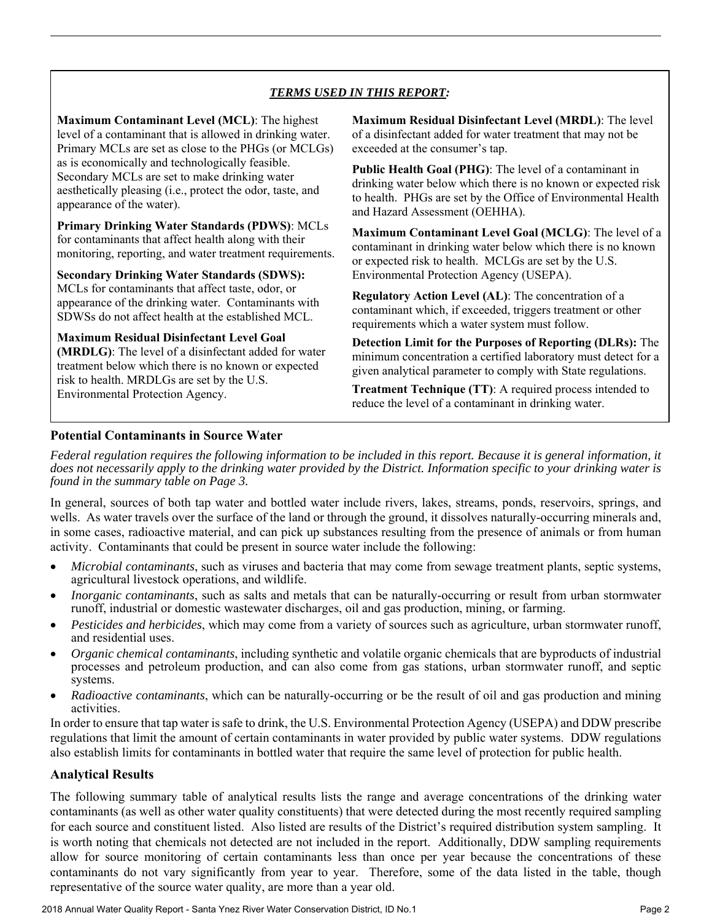## *TERMS USED IN THIS REPORT:*

**Maximum Contaminant Level (MCL)**: The highest level of a contaminant that is allowed in drinking water. Primary MCLs are set as close to the PHGs (or MCLGs) as is economically and technologically feasible. Secondary MCLs are set to make drinking water aesthetically pleasing (i.e., protect the odor, taste, and appearance of the water).

**Primary Drinking Water Standards (PDWS)**: MCLs for contaminants that affect health along with their monitoring, reporting, and water treatment requirements.

**Secondary Drinking Water Standards (SDWS):** MCLs for contaminants that affect taste, odor, or appearance of the drinking water. Contaminants with SDWSs do not affect health at the established MCL.

**Maximum Residual Disinfectant Level Goal (MRDLG)**: The level of a disinfectant added for water treatment below which there is no known or expected risk to health. MRDLGs are set by the U.S. Environmental Protection Agency.

**Maximum Residual Disinfectant Level (MRDL)**: The level of a disinfectant added for water treatment that may not be exceeded at the consumer's tap.

**Public Health Goal (PHG)**: The level of a contaminant in drinking water below which there is no known or expected risk to health. PHGs are set by the Office of Environmental Health and Hazard Assessment (OEHHA).

**Maximum Contaminant Level Goal (MCLG)**: The level of a contaminant in drinking water below which there is no known or expected risk to health. MCLGs are set by the U.S. Environmental Protection Agency (USEPA).

**Regulatory Action Level (AL)**: The concentration of a contaminant which, if exceeded, triggers treatment or other requirements which a water system must follow.

**Detection Limit for the Purposes of Reporting (DLRs):** The minimum concentration a certified laboratory must detect for a given analytical parameter to comply with State regulations.

**Treatment Technique (TT)**: A required process intended to reduce the level of a contaminant in drinking water.

## Potential Contaminants in Source Water

*Federal regulation requires the following information to be included in this report. Because it is general information, it does not necessarily apply to the drinking water provided by the District. Information specific to your drinking water is found in the summary table on Page 3.*

In general, sources of both tap water and bottled water include rivers, lakes, streams, ponds, reservoirs, springs, and wells. As water travels over the surface of the land or through the ground, it dissolves naturally-occurring minerals and, in some cases, radioactive material, and can pick up substances resulting from the presence of animals or from human activity. Contaminants that could be present in source water include the following:

- *Microbial contaminants*, such as viruses and bacteria that may come from sewage treatment plants, septic systems, agricultural livestock operations, and wildlife.
- *Inorganic contaminants*, such as salts and metals that can be naturally-occurring or result from urban stormwater runoff, industrial or domestic wastewater discharges, oil and gas production, mining, or farming.
- *Pesticides and herbicides*, which may come from a variety of sources such as agriculture, urban stormwater runoff, and residential uses.
- *Organic chemical contaminants*, including synthetic and volatile organic chemicals that are byproducts of industrial processes and petroleum production, and can also come from gas stations, urban stormwater runoff, and septic systems.
- *Radioactive contaminants*, which can be naturally-occurring or be the result of oil and gas production and mining activities.

In order to ensure that tap water is safe to drink, the U.S. Environmental Protection Agency (USEPA) and DDW prescribe regulations that limit the amount of certain contaminants in water provided by public water systems. DDW regulations also establish limits for contaminants in bottled water that require the same level of protection for public health.

## Analytical Results

The following summary table of analytical results lists the range and average concentrations of the drinking water contaminants (as well as other water quality constituents) that were detected during the most recently required sampling for each source and constituent listed. Also listed are results of the District's required distribution system sampling. It is worth noting that chemicals not detected are not included in the report. Additionally, DDW sampling requirements allow for source monitoring of certain contaminants less than once per year because the concentrations of these contaminants do not vary significantly from year to year. Therefore, some of the data listed in the table, though representative of the source water quality, are more than a year old.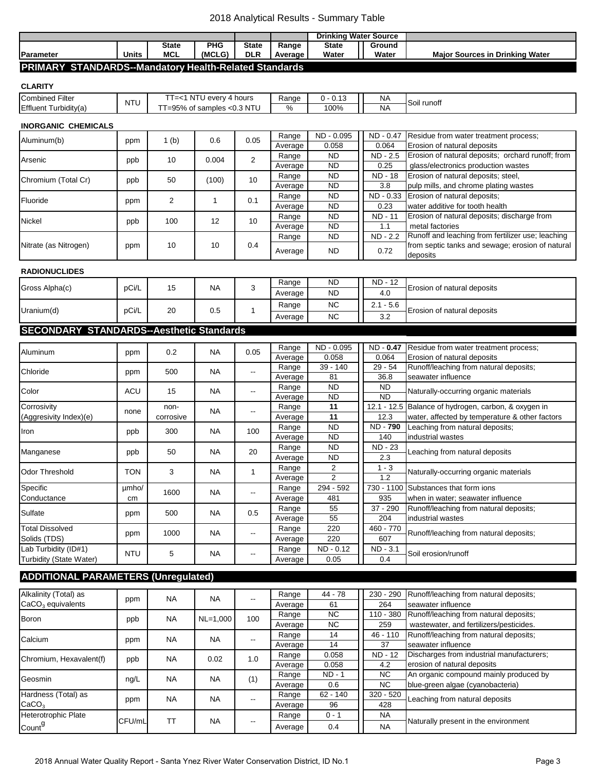# 2018 Analytical Results - Summary Table

| Parameter | Units | State MCL | PHG (MCLG) | State DLR | Range Average | Drinking Water Source: State Water | Drinking Water Source: Ground Water | Major Sources in Drinking Water |
|---|---|---|---|---|---|---|---|---|
| **PRIMARY STANDARDS--Mandatory Health-Related Standards** | | | | | | | | |
| **CLARITY** | | | | | | | | |
| Combined Filter Effluent Turbidity(a) | NTU | TT=<1 NTU every 4 hours | | | Range | 0 - 0.13 | NA | Soil runoff |
| | | TT=95% of samples <0.3 NTU | | | % | 100% | NA | |
| **INORGANIC CHEMICALS** | | | | | | | | |
| Aluminum(b) | ppm | 1 (b) | 0.6 | 0.05 | Range | ND - 0.095 | ND - 0.47 | Residue from water treatment process; |
| | | | | | Average | 0.058 | 0.064 | Erosion of natural deposits |
| Arsenic | ppb | 10 | 0.004 | 2 | Range | ND | ND - 2.5 | Erosion of natural deposits; orchard runoff; from |
| | | | | | Average | ND | 0.25 | glass/electronics production wastes |
| Chromium (Total Cr) | ppb | 50 | (100) | 10 | Range | ND | ND - 18 | Erosion of natural deposits; steel, |
| | | | | | Average | ND | 3.8 | pulp mills, and chrome plating wastes |
| Fluoride | ppm | 2 | 1 | 0.1 | Range | ND | ND - 0.33 | Erosion of natural deposits; |
| | | | | | Average | ND | 0.23 | water additive for tooth health |
| Nickel | ppb | 100 | 12 | 10 | Range | ND | ND - 11 | Erosion of natural deposits; discharge from |
| | | | | | Average | ND | 1.1 | metal factories |
| Nitrate (as Nitrogen) | ppm | 10 | 10 | 0.4 | Range | ND | ND - 2.2 | Runoff and leaching from fertilizer use; leaching |
| | | | | | Average | ND | 0.72 | from septic tanks and sewage; erosion of natural deposits |
| **RADIONUCLIDES** | | | | | | | | |
| Gross Alpha(c) | pCi/L | 15 | NA | 3 | Range | ND | ND - 12 | Erosion of natural deposits |
| | | | | | Average | ND | 4.0 | |
| Uranium(d) | pCi/L | 20 | 0.5 | 1 | Range | NC | 2.1 - 5.6 | Erosion of natural deposits |
| | | | | | Average | NC | 3.2 | |
| **SECONDARY STANDARDS--Aesthetic Standards** | | | | | | | | |
| Aluminum | ppm | 0.2 | NA | 0.05 | Range | ND - 0.095 | ND - **0.47** | Residue from water treatment process; |
| | | | | | Average | 0.058 | 0.064 | Erosion of natural deposits |
| Chloride | ppm | 500 | NA | -- | Range | 39 - 140 | 29 - 54 | Runoff/leaching from natural deposits; |
| | | | | | Average | 81 | 36.8 | seawater influence |
| Color | ACU | 15 | NA | -- | Range | ND | ND | Naturally-occurring organic materials |
| | | | | | Average | ND | ND | |
| Corrosivity (Aggresivity Index)(e) | none | non-corrosive | NA | -- | Range | **11** | 12.1 - 12.5 | Balance of hydrogen, carbon, & oxygen in |
| | | | | | Average | **11** | 12.3 | water, affected by temperature & other factors |
| Iron | ppb | 300 | NA | 100 | Range | ND | ND - **790** | Leaching from natural deposits; |
| | | | | | Average | ND | 140 | industrial wastes |
| Manganese | ppb | 50 | NA | 20 | Range | ND | ND - 23 | Leaching from natural deposits |
| | | | | | Average | ND | 2.3 | |
| Odor Threshold | TON | 3 | NA | 1 | Range | 2 | 1 - 3 | Naturally-occurring organic materials |
| | | | | | Average | 2 | 1.2 | |
| Specific Conductance | µmho/cm | 1600 | NA | -- | Range | 294 - 592 | 730 - 1100 | Substances that form ions |
| | | | | | Average | 481 | 935 | when in water; seawater influence |
| Sulfate | ppm | 500 | NA | 0.5 | Range | 55 | 37 - 290 | Runoff/leaching from natural deposits; |
| | | | | | Average | 55 | 204 | industrial wastes |
| Total Dissolved Solids (TDS) | ppm | 1000 | NA | -- | Range | 220 | 460 - 770 | Runoff/leaching from natural deposits; |
| | | | | | Average | 220 | 607 | |
| Lab Turbidity (ID#1) Turbidity (State Water) | NTU | 5 | NA | -- | Range | ND - 0.12 | ND - 3.1 | Soil erosion/runoff |
| | | | | | Average | 0.05 | 0.4 | |
| **ADDITIONAL PARAMETERS (Unregulated)** | | | | | | | | |
| Alkalinity (Total) as $CaCO_3$ equivalents | ppm | NA | NA | -- | Range | 44 - 78 | 230 - 290 | Runoff/leaching from natural deposits; |
| | | | | | Average | 61 | 264 | seawater influence |
| Boron | ppb | NA | NL=1,000 | 100 | Range | NC | 110 - 380 | Runoff/leaching from natural deposits; |
| | | | | | Average | NC | 259 | wastewater, and fertilizers/pesticides. |
| Calcium | ppm | NA | NA | -- | Range | 14 | 46 - 110 | Runoff/leaching from natural deposits; |
| | | | | | Average | 14 | 37 | seawater influence |
| Chromium, Hexavalent(f) | ppb | NA | 0.02 | 1.0 | Range | 0.058 | ND - 12 | Discharges from industrial manufacturers; |
| | | | | | Average | 0.058 | 4.2 | erosion of natural deposits |
| Geosmin | ng/L | NA | NA | (1) | Range | ND - 1 | NC | An organic compound mainly produced by |
| | | | | | Average | 0.6 | NC | blue-green algae (cyanobacteria) |
| Hardness (Total) as $CaCO_3$ | ppm | NA | NA | -- | Range | 62 - 140 | 320 - 520 | Leaching from natural deposits |
| | | | | | Average | 96 | 428 | |
| Heterotrophic Plate Count[g] | CFU/mL | TT | NA | -- | Range | 0 - 1 | NA | Naturally present in the environment |
| | | | | | Average | 0.4 | NA | |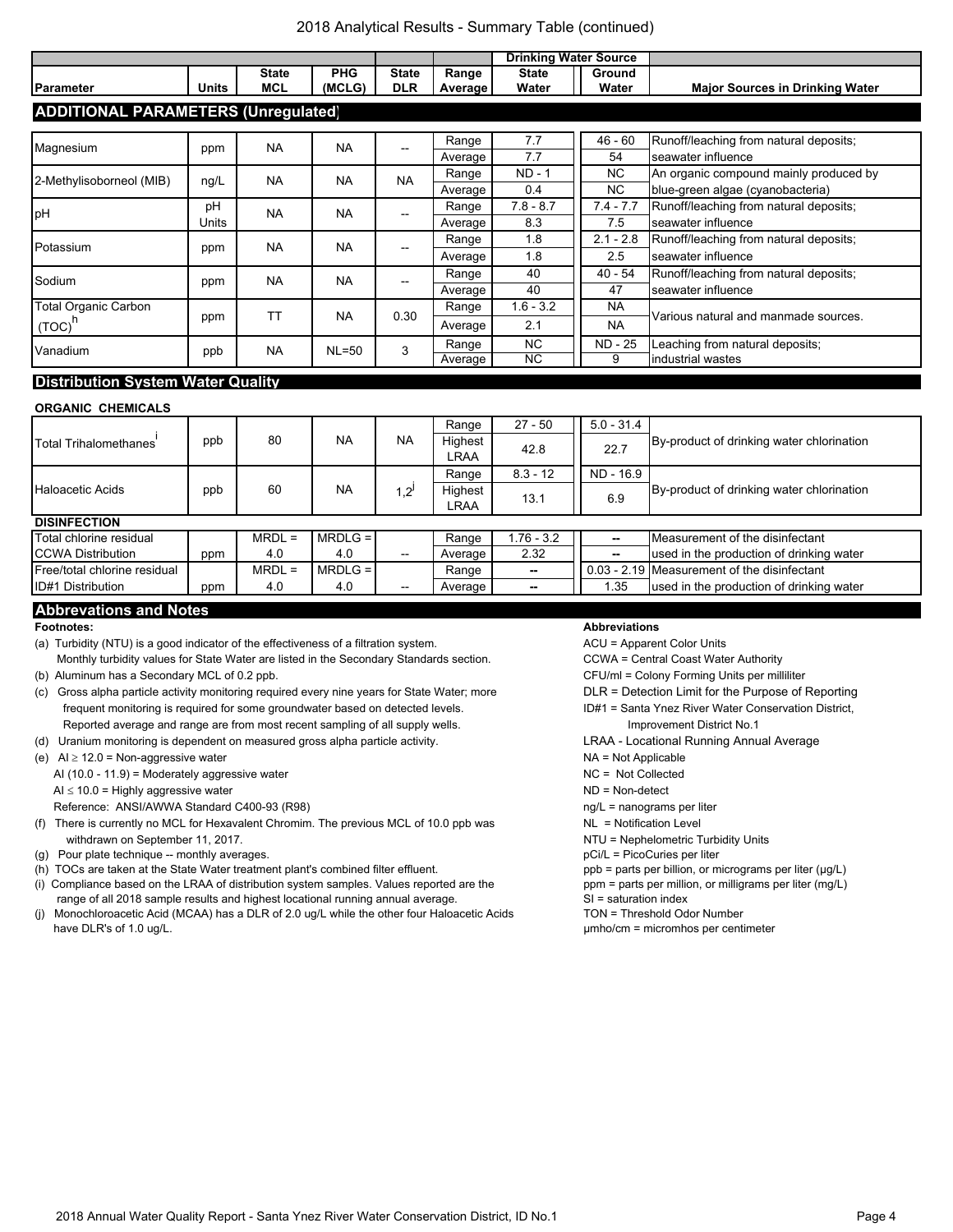## 2018 Analytical Results - Summary Table (continued)

| Parameter | Units | State MCL | PHG (MCLG) | State DLR | Range Average | Drinking Water Source: State Water | Drinking Water Source: Ground Water | Major Sources in Drinking Water |
|---|---|---|---|---|---|---|---|---|
| **ADDITIONAL PARAMETERS (Unregulated)** | | | | | | | | |
| Magnesium | ppm | NA | NA | -- | Range | 7.7 | 46 - 60 | Runoff/leaching from natural deposits; |
| | | | | | Average | 7.7 | 54 | seawater influence |
| 2-Methylisoborneol (MIB) | ng/L | NA | NA | NA | Range | ND - 1 | NC | An organic compound mainly produced by |
| | | | | | Average | 0.4 | NC | blue-green algae (cyanobacteria) |
| pH | pH Units | NA | NA | -- | Range | 7.8 - 8.7 | 7.4 - 7.7 | Runoff/leaching from natural deposits; |
| | | | | | Average | 8.3 | 7.5 | seawater influence |
| Potassium | ppm | NA | NA | -- | Range | 1.8 | 2.1 - 2.8 | Runoff/leaching from natural deposits; |
| | | | | | Average | 1.8 | 2.5 | seawater influence |
| Sodium | ppm | NA | NA | -- | Range | 40 | 40 - 54 | Runoff/leaching from natural deposits; |
| | | | | | Average | 40 | 47 | seawater influence |
| Total Organic Carbon (TOC)[h] | ppm | TT | NA | 0.30 | Range | 1.6 - 3.2 | NA | Various natural and manmade sources. |
| | | | | | Average | 2.1 | NA | |
| Vanadium | ppb | NA | NL=50 | 3 | Range | NC | ND - 25 | Leaching from natural deposits; |
| | | | | | Average | NC | 9 | industrial wastes |
| **Distribution System Water Quality** | | | | | | | | |
| **ORGANIC CHEMICALS** | | | | | | | | |
| Total Trihalomethanes[i] | ppb | 80 | NA | NA | Range | 27 - 50 | 5.0 - 31.4 | By-product of drinking water chlorination |
| | | | | | Highest LRAA | 42.8 | 22.7 | |
| Haloacetic Acids | ppb | 60 | NA | 1,2[j] | Range | 8.3 - 12 | ND - 16.9 | By-product of drinking water chlorination |
| | | | | | Highest LRAA | 13.1 | 6.9 | |
| **DISINFECTION** | | | | | | | | |
| Total chlorine residual CCWA Distribution | ppm | MRDL = 4.0 | MRDLG = 4.0 | -- | Range | 1.76 - 3.2 | -- | Measurement of the disinfectant |
| | | | | | Average | 2.32 | -- | used in the production of drinking water |
| Free/total chlorine residual ID#1 Distribution | ppm | MRDL = 4.0 | MRDLG = 4.0 | -- | Range | -- | 0.03 - 2.19 | Measurement of the disinfectant |
| | | | | | Average | -- | 1.35 | used in the production of drinking water |

## Abbrevations and Notes

**Footnotes:**

(a) Turbidity (NTU) is a good indicator of the effectiveness of a filtration system. Monthly turbidity values for State Water are listed in the Secondary Standards section.

(b) Aluminum has a Secondary MCL of 0.2 ppb.

(c) Gross alpha particle activity monitoring required every nine years for State Water; more frequent monitoring is required for some groundwater based on detected levels. Reported average and range are from most recent sampling of all supply wells.

(d) Uranium monitoring is dependent on measured gross alpha particle activity.

(e) AI ≥ 12.0 = Non-aggressive water
AI (10.0 - 11.9) = Moderately aggressive water
AI ≤ 10.0 = Highly aggressive water
Reference: ANSI/AWWA Standard C400-93 (R98)

(f) There is currently no MCL for Hexavalent Chromim. The previous MCL of 10.0 ppb was withdrawn on September 11, 2017.

(g) Pour plate technique -- monthly averages.

(h) TOCs are taken at the State Water treatment plant's combined filter effluent.

(i) Compliance based on the LRAA of distribution system samples. Values reported are the range of all 2018 sample results and highest locational running annual average.

(j) Monochloroacetic Acid (MCAA) has a DLR of 2.0 ug/L while the other four Haloacetic Acids have DLR's of 1.0 ug/L.

**Abbreviations**

ACU = Apparent Color Units
CCWA = Central Coast Water Authority
CFU/ml = Colony Forming Units per milliliter
DLR = Detection Limit for the Purpose of Reporting
ID#1 = Santa Ynez River Water Conservation District, Improvement District No.1
LRAA - Locational Running Annual Average
NA = Not Applicable
NC = Not Collected
ND = Non-detect
ng/L = nanograms per liter
NL = Notification Level
NTU = Nephelometric Turbidity Units
pCi/L = PicoCuries per liter
ppb = parts per billion, or micrograms per liter (μg/L)
ppm = parts per million, or milligrams per liter (mg/L)
SI = saturation index
TON = Threshold Odor Number
μmho/cm = micromhos per centimeter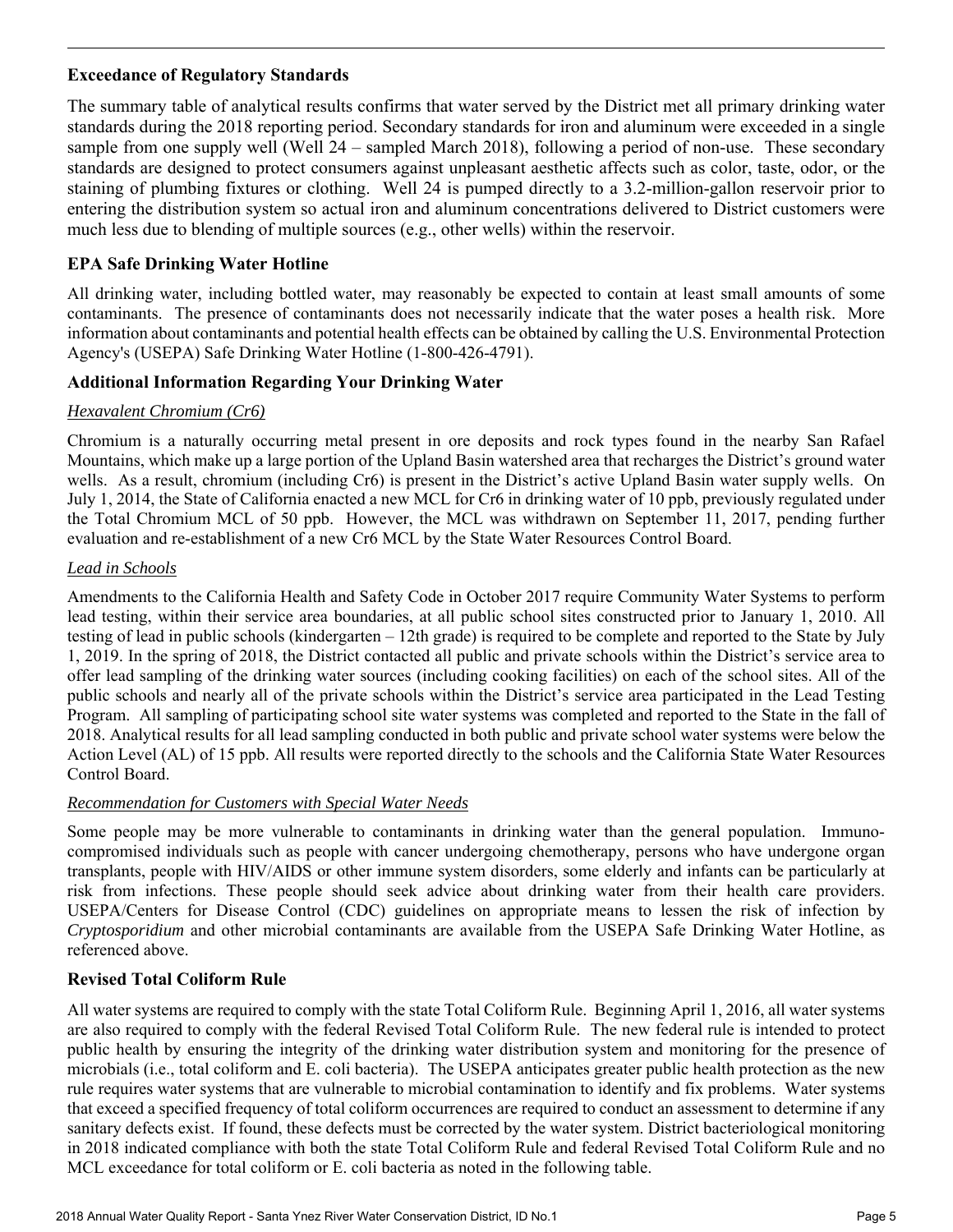### Exceedance of Regulatory Standards

The summary table of analytical results confirms that water served by the District met all primary drinking water standards during the 2018 reporting period. Secondary standards for iron and aluminum were exceeded in a single sample from one supply well (Well 24 – sampled March 2018), following a period of non-use. These secondary standards are designed to protect consumers against unpleasant aesthetic affects such as color, taste, odor, or the staining of plumbing fixtures or clothing. Well 24 is pumped directly to a 3.2-million-gallon reservoir prior to entering the distribution system so actual iron and aluminum concentrations delivered to District customers were much less due to blending of multiple sources (e.g., other wells) within the reservoir.

### EPA Safe Drinking Water Hotline

All drinking water, including bottled water, may reasonably be expected to contain at least small amounts of some contaminants. The presence of contaminants does not necessarily indicate that the water poses a health risk. More information about contaminants and potential health effects can be obtained by calling the U.S. Environmental Protection Agency's (USEPA) Safe Drinking Water Hotline (1-800-426-4791).

### Additional Information Regarding Your Drinking Water

*Hexavalent Chromium (Cr6)*

Chromium is a naturally occurring metal present in ore deposits and rock types found in the nearby San Rafael Mountains, which make up a large portion of the Upland Basin watershed area that recharges the District's ground water wells. As a result, chromium (including Cr6) is present in the District's active Upland Basin water supply wells. On July 1, 2014, the State of California enacted a new MCL for Cr6 in drinking water of 10 ppb, previously regulated under the Total Chromium MCL of 50 ppb. However, the MCL was withdrawn on September 11, 2017, pending further evaluation and re-establishment of a new Cr6 MCL by the State Water Resources Control Board.

*Lead in Schools*

Amendments to the California Health and Safety Code in October 2017 require Community Water Systems to perform lead testing, within their service area boundaries, at all public school sites constructed prior to January 1, 2010. All testing of lead in public schools (kindergarten – 12th grade) is required to be complete and reported to the State by July 1, 2019. In the spring of 2018, the District contacted all public and private schools within the District's service area to offer lead sampling of the drinking water sources (including cooking facilities) on each of the school sites. All of the public schools and nearly all of the private schools within the District's service area participated in the Lead Testing Program. All sampling of participating school site water systems was completed and reported to the State in the fall of 2018. Analytical results for all lead sampling conducted in both public and private school water systems were below the Action Level (AL) of 15 ppb. All results were reported directly to the schools and the California State Water Resources Control Board.

*Recommendation for Customers with Special Water Needs*

Some people may be more vulnerable to contaminants in drinking water than the general population. Immuno-compromised individuals such as people with cancer undergoing chemotherapy, persons who have undergone organ transplants, people with HIV/AIDS or other immune system disorders, some elderly and infants can be particularly at risk from infections. These people should seek advice about drinking water from their health care providers. USEPA/Centers for Disease Control (CDC) guidelines on appropriate means to lessen the risk of infection by *Cryptosporidium* and other microbial contaminants are available from the USEPA Safe Drinking Water Hotline, as referenced above.

### Revised Total Coliform Rule

All water systems are required to comply with the state Total Coliform Rule. Beginning April 1, 2016, all water systems are also required to comply with the federal Revised Total Coliform Rule. The new federal rule is intended to protect public health by ensuring the integrity of the drinking water distribution system and monitoring for the presence of microbials (i.e., total coliform and E. coli bacteria). The USEPA anticipates greater public health protection as the new rule requires water systems that are vulnerable to microbial contamination to identify and fix problems. Water systems that exceed a specified frequency of total coliform occurrences are required to conduct an assessment to determine if any sanitary defects exist. If found, these defects must be corrected by the water system. District bacteriological monitoring in 2018 indicated compliance with both the state Total Coliform Rule and federal Revised Total Coliform Rule and no MCL exceedance for total coliform or E. coli bacteria as noted in the following table.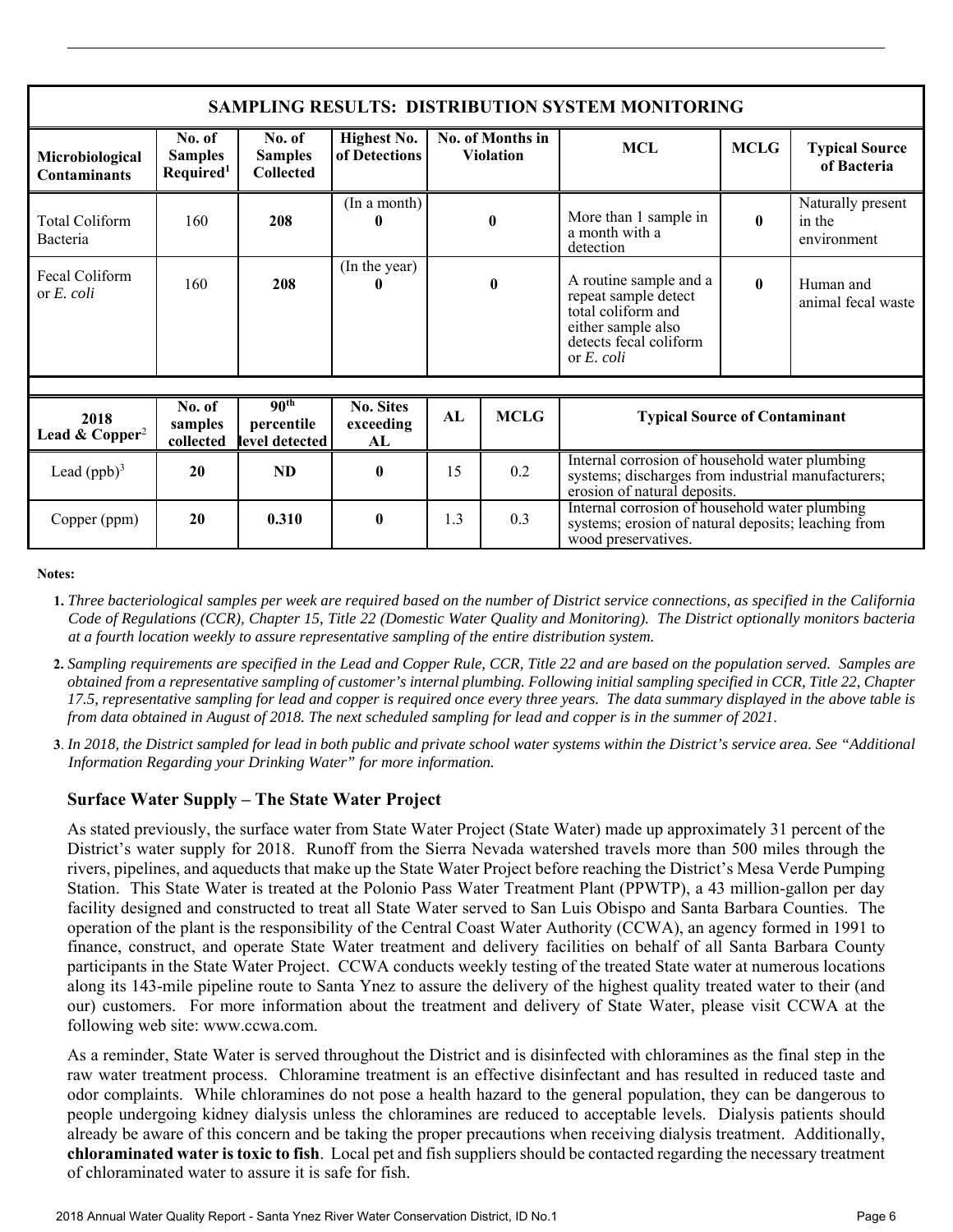## SAMPLING RESULTS: DISTRIBUTION SYSTEM MONITORING

| Microbiological Contaminants | No. of Samples Required[1] | No. of Samples Collected | Highest No. of Detections | No. of Months in Violation | MCL | MCLG | Typical Source of Bacteria |
|---|---|---|---|---|---|---|---|
| Total Coliform Bacteria | 160 | **208** | (In a month) **0** | **0** | More than 1 sample in a month with a detection | **0** | Naturally present in the environment |
| Fecal Coliform or *E. coli* | 160 | **208** | (In the year) **0** | **0** | A routine sample and a repeat sample detect total coliform and either sample also detects fecal coliform or *E. coli* | **0** | Human and animal fecal waste |

| 2018 Lead & Copper[2] | No. of samples collected | 90th percentile level detected | No. Sites exceeding AL | AL | MCLG | Typical Source of Contaminant |
|---|---|---|---|---|---|---|
| Lead (ppb)[3] | **20** | **ND** | **0** | 15 | 0.2 | Internal corrosion of household water plumbing systems; discharges from industrial manufacturers; erosion of natural deposits. |
| Copper (ppm) | **20** | **0.310** | **0** | 1.3 | 0.3 | Internal corrosion of household water plumbing systems; erosion of natural deposits; leaching from wood preservatives. |

**Notes:**

1. *Three bacteriological samples per week are required based on the number of District service connections, as specified in the California Code of Regulations (CCR), Chapter 15, Title 22 (Domestic Water Quality and Monitoring). The District optionally monitors bacteria at a fourth location weekly to assure representative sampling of the entire distribution system.*
2. *Sampling requirements are specified in the Lead and Copper Rule, CCR, Title 22 and are based on the population served. Samples are obtained from a representative sampling of customer's internal plumbing. Following initial sampling specified in CCR, Title 22, Chapter 17.5, representative sampling for lead and copper is required once every three years. The data summary displayed in the above table is from data obtained in August of 2018. The next scheduled sampling for lead and copper is in the summer of 2021.*
3. *In 2018, the District sampled for lead in both public and private school water systems within the District's service area. See "Additional Information Regarding your Drinking Water" for more information.*

### Surface Water Supply – The State Water Project

As stated previously, the surface water from State Water Project (State Water) made up approximately 31 percent of the District's water supply for 2018. Runoff from the Sierra Nevada watershed travels more than 500 miles through the rivers, pipelines, and aqueducts that make up the State Water Project before reaching the District's Mesa Verde Pumping Station. This State Water is treated at the Polonio Pass Water Treatment Plant (PPWTP), a 43 million-gallon per day facility designed and constructed to treat all State Water served to San Luis Obispo and Santa Barbara Counties. The operation of the plant is the responsibility of the Central Coast Water Authority (CCWA), an agency formed in 1991 to finance, construct, and operate State Water treatment and delivery facilities on behalf of all Santa Barbara County participants in the State Water Project. CCWA conducts weekly testing of the treated State water at numerous locations along its 143-mile pipeline route to Santa Ynez to assure the delivery of the highest quality treated water to their (and our) customers. For more information about the treatment and delivery of State Water, please visit CCWA at the following web site: www.ccwa.com.

As a reminder, State Water is served throughout the District and is disinfected with chloramines as the final step in the raw water treatment process. Chloramine treatment is an effective disinfectant and has resulted in reduced taste and odor complaints. While chloramines do not pose a health hazard to the general population, they can be dangerous to people undergoing kidney dialysis unless the chloramines are reduced to acceptable levels. Dialysis patients should already be aware of this concern and be taking the proper precautions when receiving dialysis treatment. Additionally, **chloraminated water is toxic to fish**. Local pet and fish suppliers should be contacted regarding the necessary treatment of chloraminated water to assure it is safe for fish.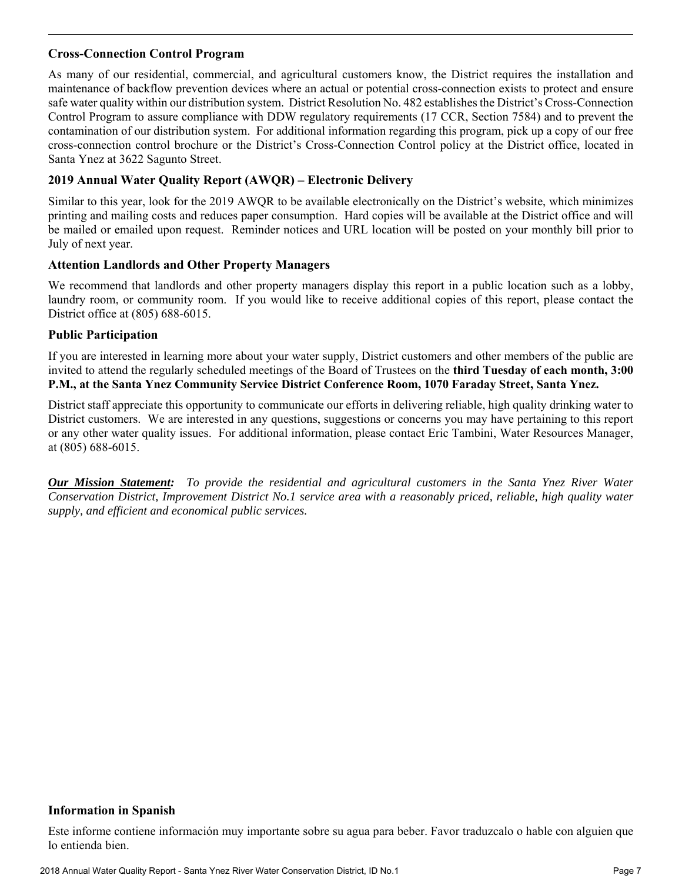## Cross-Connection Control Program

As many of our residential, commercial, and agricultural customers know, the District requires the installation and maintenance of backflow prevention devices where an actual or potential cross-connection exists to protect and ensure safe water quality within our distribution system. District Resolution No. 482 establishes the District's Cross-Connection Control Program to assure compliance with DDW regulatory requirements (17 CCR, Section 7584) and to prevent the contamination of our distribution system. For additional information regarding this program, pick up a copy of our free cross-connection control brochure or the District's Cross-Connection Control policy at the District office, located in Santa Ynez at 3622 Sagunto Street.

## 2019 Annual Water Quality Report (AWQR) – Electronic Delivery

Similar to this year, look for the 2019 AWQR to be available electronically on the District's website, which minimizes printing and mailing costs and reduces paper consumption. Hard copies will be available at the District office and will be mailed or emailed upon request. Reminder notices and URL location will be posted on your monthly bill prior to July of next year.

## Attention Landlords and Other Property Managers

We recommend that landlords and other property managers display this report in a public location such as a lobby, laundry room, or community room. If you would like to receive additional copies of this report, please contact the District office at (805) 688-6015.

## Public Participation

If you are interested in learning more about your water supply, District customers and other members of the public are invited to attend the regularly scheduled meetings of the Board of Trustees on the **third Tuesday of each month, 3:00 P.M., at the Santa Ynez Community Service District Conference Room, 1070 Faraday Street, Santa Ynez.**

District staff appreciate this opportunity to communicate our efforts in delivering reliable, high quality drinking water to District customers. We are interested in any questions, suggestions or concerns you may have pertaining to this report or any other water quality issues. For additional information, please contact Eric Tambini, Water Resources Manager, at (805) 688-6015.

***Our Mission Statement:*** *To provide the residential and agricultural customers in the Santa Ynez River Water Conservation District, Improvement District No.1 service area with a reasonably priced, reliable, high quality water supply, and efficient and economical public services.*

## Information in Spanish

Este informe contiene información muy importante sobre su agua para beber. Favor traduzcalo o hable con alguien que lo entienda bien.